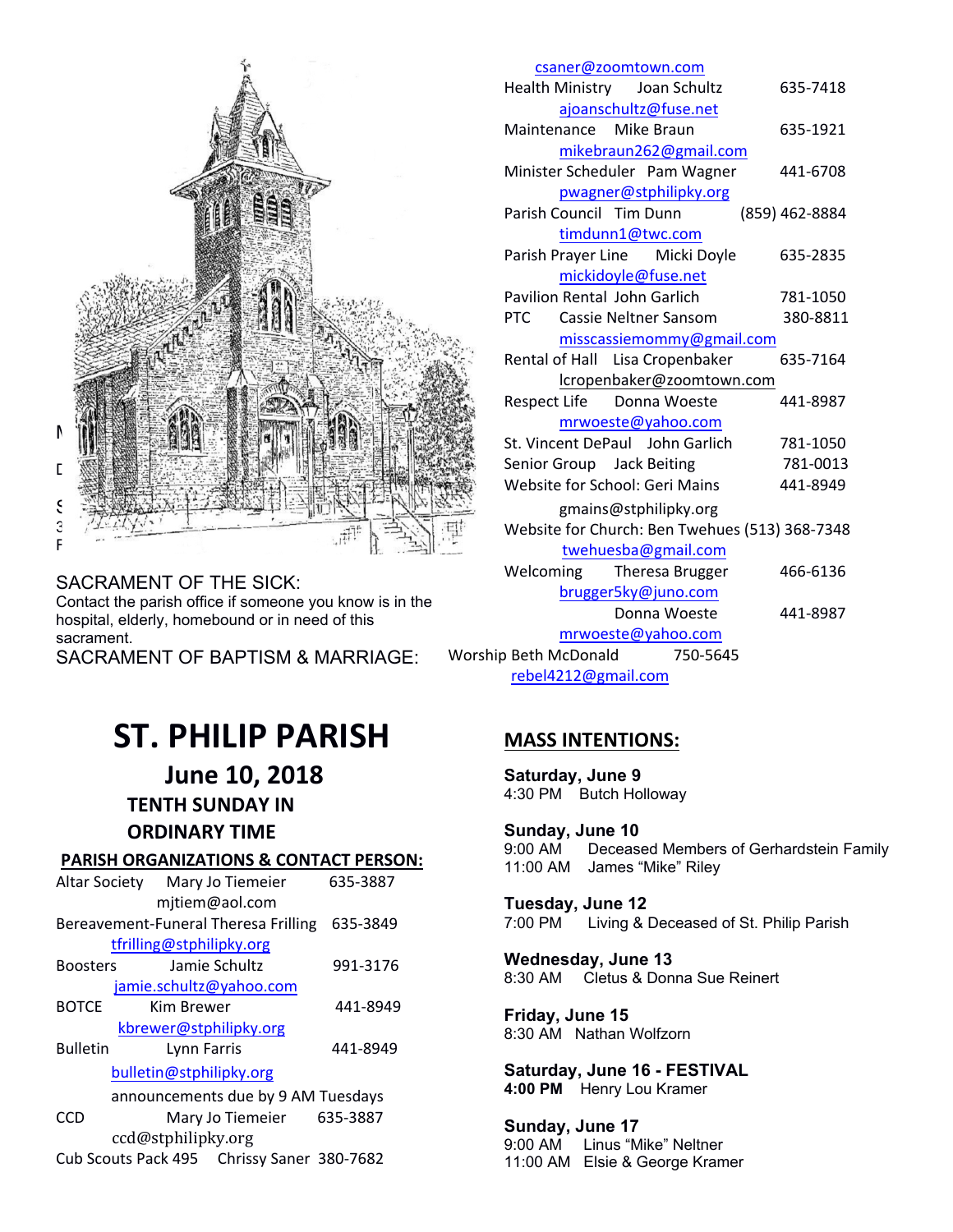SACRAMENT OF THE SICK:
Contact the parish office if someone you know is in the hospital, elderly, homebound or in need of this sacrament.

SACRAMENT OF BAPTISM & MARRIAGE:

# ST. PHILIP PARISH

## June 10, 2018

### TENTH SUNDAY IN ORDINARY TIME

**PARISH ORGANIZATIONS & CONTACT PERSON:**

Altar Society  Mary Jo Tiemeier  635-3887
mjtiem@aol.com

Bereavement-Funeral Theresa Frilling  635-3849
tfrilling@stphilipky.org

Boosters  Jamie Schultz  991-3176
jamie.schultz@yahoo.com

BOTCE  Kim Brewer  441-8949
kbrewer@stphilipky.org

Bulletin  Lynn Farris  441-8949
bulletin@stphilipky.org
announcements due by 9 AM Tuesdays

CCD  Mary Jo Tiemeier  635-3887
ccd@stphilipky.org

Cub Scouts Pack 495  Chrissy Saner  380-7682
csaner@zoomtown.com

Health Ministry  Joan Schultz  635-7418
ajoanschultz@fuse.net

Maintenance  Mike Braun  635-1921
mikebraun262@gmail.com

Minister Scheduler  Pam Wagner  441-6708
pwagner@stphilipky.org

Parish Council  Tim Dunn  (859) 462-8884
timdunn1@twc.com

Parish Prayer Line  Micki Doyle  635-2835
mickidoyle@fuse.net

Pavilion Rental John Garlich  781-1050

PTC  Cassie Neltner Sansom  380-8811
misscassiemommy@gmail.com

Rental of Hall  Lisa Cropenbaker  635-7164
lcropenbaker@zoomtown.com

Respect Life  Donna Woeste  441-8987
mrwoeste@yahoo.com

St. Vincent DePaul  John Garlich  781-1050

Senior Group  Jack Beiting  781-0013

Website for School: Geri Mains  441-8949
gmains@stphilipky.org

Website for Church: Ben Twehues (513) 368-7348
twehuesba@gmail.com

Welcoming  Theresa Brugger  466-6136
brugger5ky@juno.com
Donna Woeste  441-8987
mrwoeste@yahoo.com

Worship Beth McDonald  750-5645
rebel4212@gmail.com

**MASS INTENTIONS:**

**Saturday, June 9**
4:30 PM  Butch Holloway

**Sunday, June 10**
9:00 AM  Deceased Members of Gerhardstein Family
11:00 AM  James "Mike" Riley

**Tuesday, June 12**
7:00 PM  Living & Deceased of St. Philip Parish

**Wednesday, June 13**
8:30 AM  Cletus & Donna Sue Reinert

**Friday, June 15**
8:30 AM  Nathan Wolfzorn

**Saturday, June 16 - FESTIVAL**
**4:00 PM**  Henry Lou Kramer

**Sunday, June 17**
9:00 AM  Linus "Mike" Neltner
11:00 AM  Elsie & George Kramer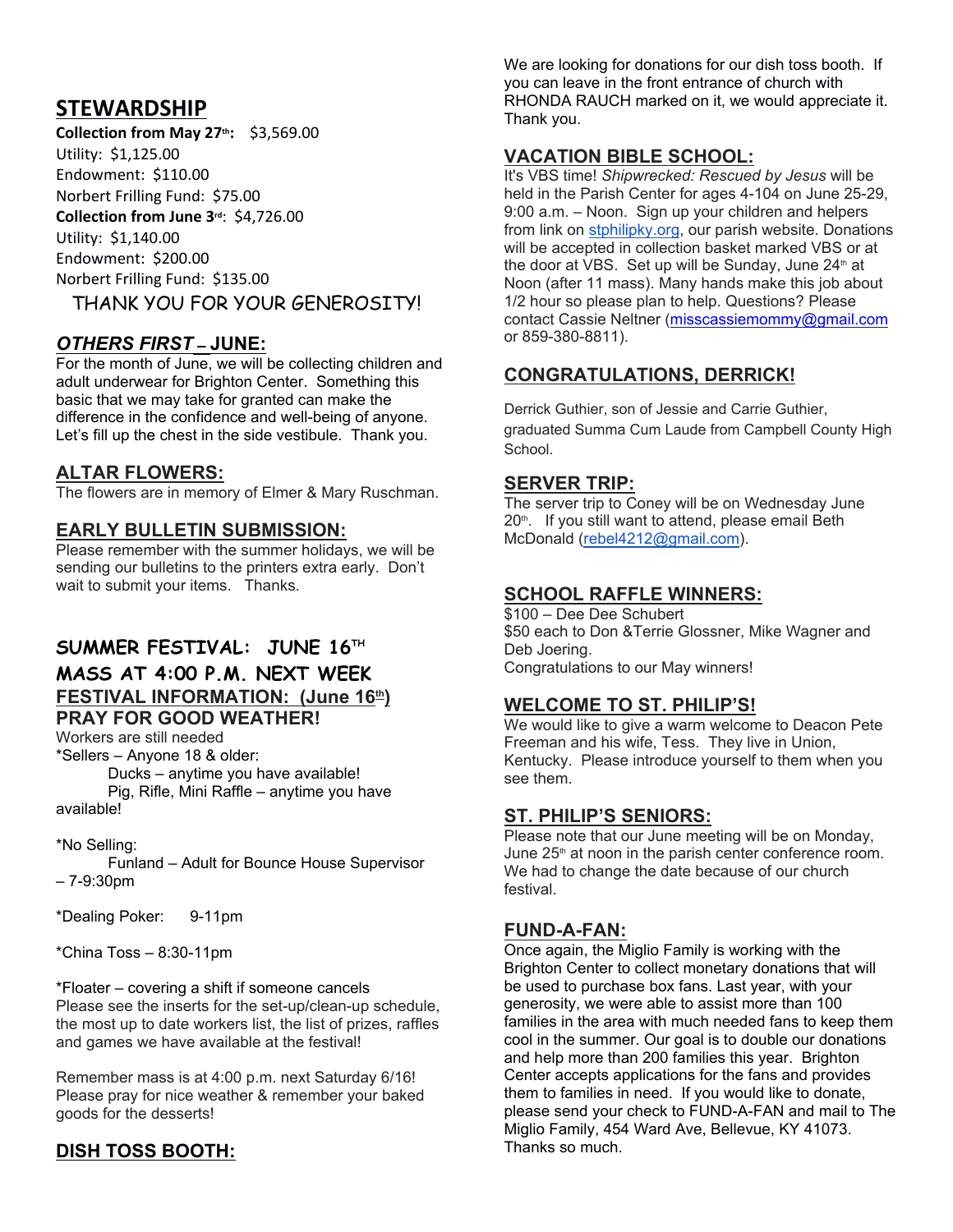## STEWARDSHIP

**Collection from May 27th:** $3,569.00
Utility: $1,125.00
Endowment: $110.00
Norbert Frilling Fund: $75.00
**Collection from June 3rd**: $4,726.00
Utility: $1,140.00
Endowment: $200.00
Norbert Frilling Fund: $135.00

THANK YOU FOR YOUR GENEROSITY!

## *OTHERS FIRST* – JUNE:

For the month of June, we will be collecting children and adult underwear for Brighton Center. Something this basic that we may take for granted can make the difference in the confidence and well-being of anyone. Let's fill up the chest in the side vestibule. Thank you.

## ALTAR FLOWERS:

The flowers are in memory of Elmer & Mary Ruschman.

## EARLY BULLETIN SUBMISSION:

Please remember with the summer holidays, we will be sending our bulletins to the printers extra early. Don't wait to submit your items. Thanks.

## SUMMER FESTIVAL: JUNE 16TH

## MASS AT 4:00 P.M. NEXT WEEK

## FESTIVAL INFORMATION: (June 16th)

**PRAY FOR GOOD WEATHER!**

Workers are still needed

*Sellers – Anyone 18 & older:
Ducks – anytime you have available!
Pig, Rifle, Mini Raffle – anytime you have available!

*No Selling:
Funland – Adult for Bounce House Supervisor – 7-9:30pm

*Dealing Poker: 9-11pm

*China Toss – 8:30-11pm

*Floater – covering a shift if someone cancels

Please see the inserts for the set-up/clean-up schedule, the most up to date workers list, the list of prizes, raffles and games we have available at the festival!

Remember mass is at 4:00 p.m. next Saturday 6/16! Please pray for nice weather & remember your baked goods for the desserts!

## DISH TOSS BOOTH:

We are looking for donations for our dish toss booth. If you can leave in the front entrance of church with RHONDA RAUCH marked on it, we would appreciate it. Thank you.

## VACATION BIBLE SCHOOL:

It's VBS time! *Shipwrecked: Rescued by Jesus* will be held in the Parish Center for ages 4-104 on June 25-29, 9:00 a.m. – Noon. Sign up your children and helpers from link on stphilipky.org, our parish website. Donations will be accepted in collection basket marked VBS or at the door at VBS. Set up will be Sunday, June 24th at Noon (after 11 mass). Many hands make this job about 1/2 hour so please plan to help. Questions? Please contact Cassie Neltner (misscassiemommy@gmail.com or 859-380-8811).

## CONGRATULATIONS, DERRICK!

Derrick Guthier, son of Jessie and Carrie Guthier, graduated Summa Cum Laude from Campbell County High School.

## SERVER TRIP:

The server trip to Coney will be on Wednesday June 20th. If you still want to attend, please email Beth McDonald (rebel4212@gmail.com).

## SCHOOL RAFFLE WINNERS:

$100 – Dee Dee Schubert
$50 each to Don &Terrie Glossner, Mike Wagner and Deb Joering.
Congratulations to our May winners!

## WELCOME TO ST. PHILIP'S!

We would like to give a warm welcome to Deacon Pete Freeman and his wife, Tess. They live in Union, Kentucky. Please introduce yourself to them when you see them.

## ST. PHILIP'S SENIORS:

Please note that our June meeting will be on Monday, June 25th at noon in the parish center conference room. We had to change the date because of our church festival.

## FUND-A-FAN:

Once again, the Miglio Family is working with the Brighton Center to collect monetary donations that will be used to purchase box fans. Last year, with your generosity, we were able to assist more than 100 families in the area with much needed fans to keep them cool in the summer. Our goal is to double our donations and help more than 200 families this year. Brighton Center accepts applications for the fans and provides them to families in need. If you would like to donate, please send your check to FUND-A-FAN and mail to The Miglio Family, 454 Ward Ave, Bellevue, KY 41073. Thanks so much.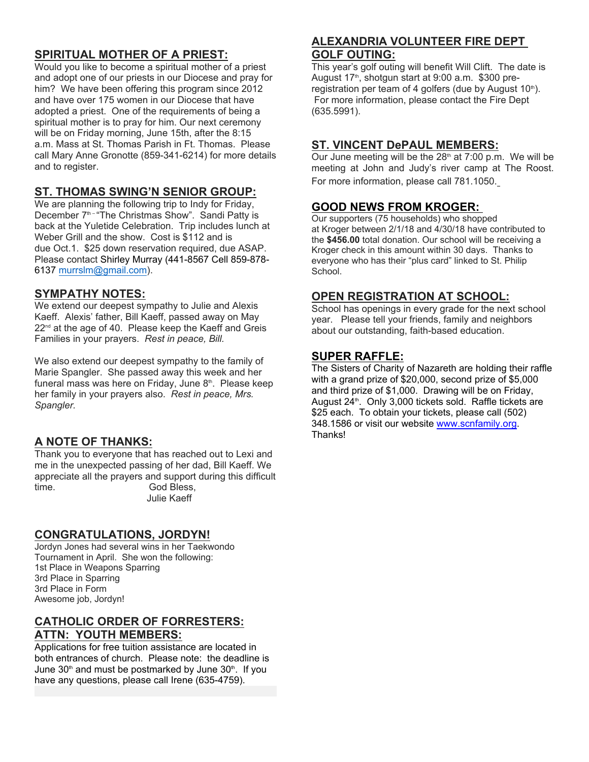## SPIRITUAL MOTHER OF A PRIEST:

Would you like to become a spiritual mother of a priest and adopt one of our priests in our Diocese and pray for him? We have been offering this program since 2012 and have over 175 women in our Diocese that have adopted a priest. One of the requirements of being a spiritual mother is to pray for him. Our next ceremony will be on Friday morning, June 15th, after the 8:15 a.m. Mass at St. Thomas Parish in Ft. Thomas. Please call Mary Anne Gronotte (859-341-6214) for more details and to register.

## ST. THOMAS SWING'N SENIOR GROUP:

We are planning the following trip to Indy for Friday, December 7th – "The Christmas Show". Sandi Patty is back at the Yuletide Celebration. Trip includes lunch at Weber Grill and the show. Cost is $112 and is due Oct.1. $25 down reservation required, due ASAP. Please contact Shirley Murray (441-8567 Cell 859-878-6137 murrslm@gmail.com).

## SYMPATHY NOTES:

We extend our deepest sympathy to Julie and Alexis Kaeff. Alexis' father, Bill Kaeff, passed away on May 22nd at the age of 40. Please keep the Kaeff and Greis Families in your prayers. *Rest in peace, Bill.*

We also extend our deepest sympathy to the family of Marie Spangler. She passed away this week and her funeral mass was here on Friday, June 8th. Please keep her family in your prayers also. *Rest in peace, Mrs. Spangler.*

## A NOTE OF THANKS:

Thank you to everyone that has reached out to Lexi and me in the unexpected passing of her dad, Bill Kaeff. We appreciate all the prayers and support during this difficult time.

God Bless,
Julie Kaeff

## CONGRATULATIONS, JORDYN!

Jordyn Jones had several wins in her Taekwondo Tournament in April. She won the following:
1st Place in Weapons Sparring
3rd Place in Sparring
3rd Place in Form
Awesome job, Jordyn!

## CATHOLIC ORDER OF FORRESTERS: ATTN: YOUTH MEMBERS:

Applications for free tuition assistance are located in both entrances of church. Please note: the deadline is June 30th and must be postmarked by June 30th. If you have any questions, please call Irene (635-4759).

## ALEXANDRIA VOLUNTEER FIRE DEPT GOLF OUTING:

This year's golf outing will benefit Will Clift. The date is August 17th, shotgun start at 9:00 a.m. $300 pre-registration per team of 4 golfers (due by August 10th). For more information, please contact the Fire Dept (635.5991).

## ST. VINCENT DePAUL MEMBERS:

Our June meeting will be the 28th at 7:00 p.m. We will be meeting at John and Judy's river camp at The Roost. For more information, please call 781.1050.

## GOOD NEWS FROM KROGER:

Our supporters (75 households) who shopped at Kroger between 2/1/18 and 4/30/18 have contributed to the **$456.00** total donation. Our school will be receiving a Kroger check in this amount within 30 days. Thanks to everyone who has their "plus card" linked to St. Philip School.

## OPEN REGISTRATION AT SCHOOL:

School has openings in every grade for the next school year. Please tell your friends, family and neighbors about our outstanding, faith-based education.

## SUPER RAFFLE:

The Sisters of Charity of Nazareth are holding their raffle with a grand prize of $20,000, second prize of $5,000 and third prize of $1,000. Drawing will be on Friday, August 24th. Only 3,000 tickets sold. Raffle tickets are $25 each. To obtain your tickets, please call (502) 348.1586 or visit our website www.scnfamily.org. Thanks!